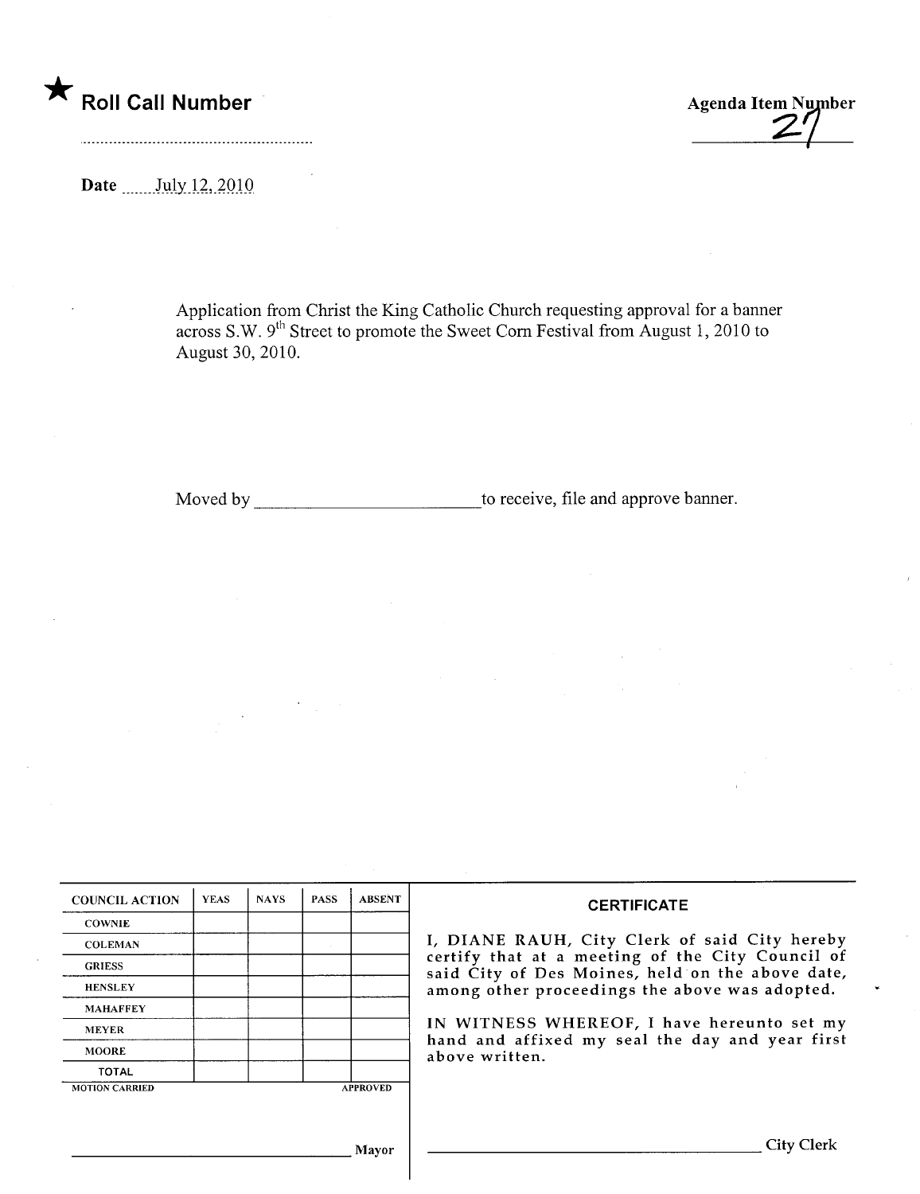★ **Roll Call Number**

..........................................................

**Agenda Item Number**

27

**Date** July 12, 2010

Application from Christ the King Catholic Church requesting approval for a banner across S.W. 9th Street to promote the Sweet Corn Festival from August 1, 2010 to August 30, 2010.

Moved by \_\_\_\_\_\_\_\_\_\_\_\_\_\_\_\_\_\_\_\_\_\_\_\_ to receive, file and approve banner.

| COUNCIL ACTION | YEAS | NAYS | PASS | ABSENT |
|---|---|---|---|---|
| COWNIE | | | | |
| COLEMAN | | | | |
| GRIESS | | | | |
| HENSLEY | | | | |
| MAHAFFEY | | | | |
| MEYER | | | | |
| MOORE | | | | |
| TOTAL | | | | |

MOTION CARRIED APPROVED

\_\_\_\_\_\_\_\_\_\_\_\_\_\_\_\_\_\_\_\_\_\_\_\_\_\_\_\_\_\_\_\_ Mayor

**CERTIFICATE**

I, DIANE RAUH, City Clerk of said City hereby certify that at a meeting of the City Council of said City of Des Moines, held on the above date, among other proceedings the above was adopted.

IN WITNESS WHEREOF, I have hereunto set my hand and affixed my seal the day and year first above written.

\_\_\_\_\_\_\_\_\_\_\_\_\_\_\_\_\_\_\_\_\_\_\_\_\_\_\_\_\_\_\_\_ City Clerk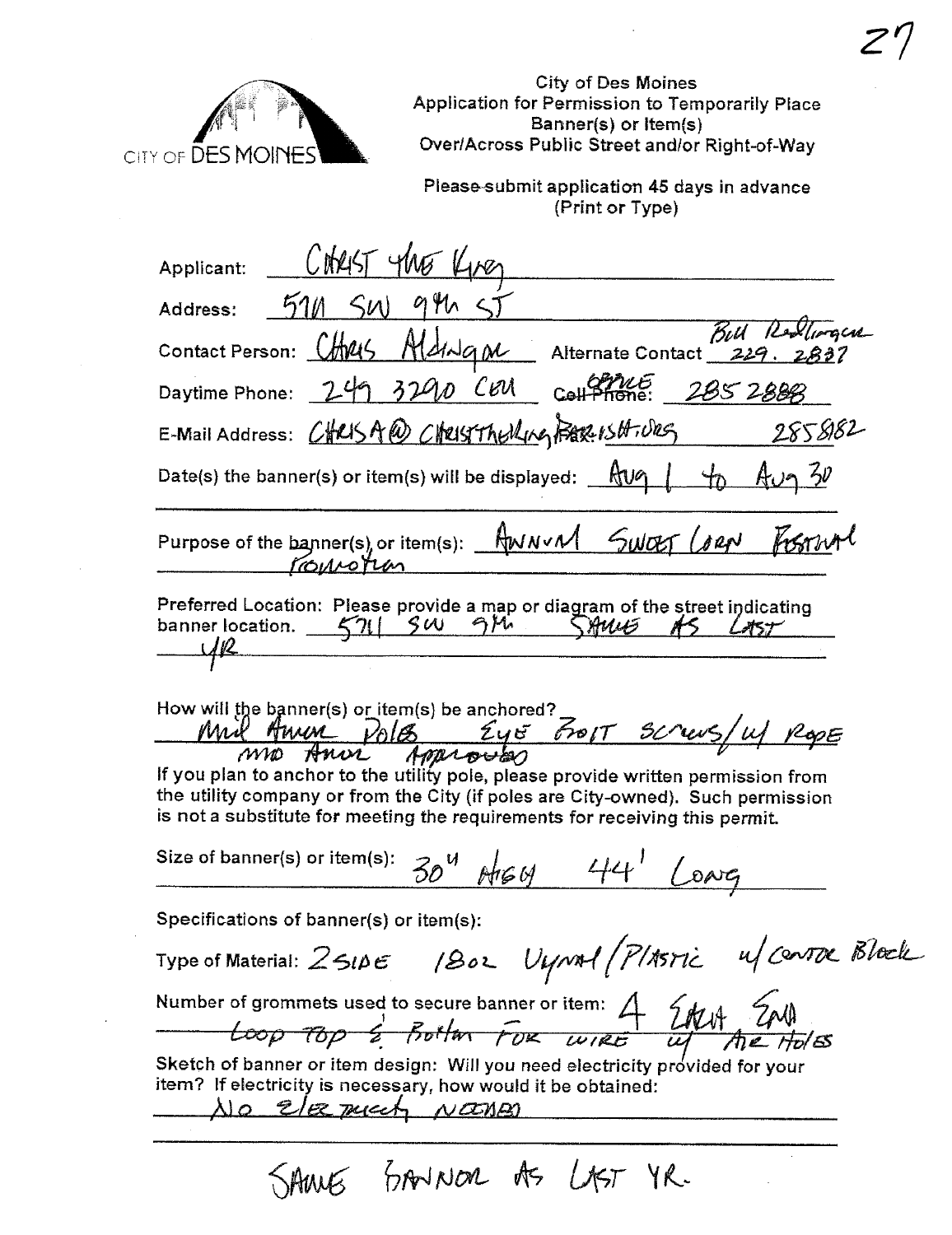City of Des Moines
Application for Permission to Temporarily Place
Banner(s) or Item(s)
Over/Across Public Street and/or Right-of-Way

Please submit application 45 days in advance
(Print or Type)

Applicant: CHRIST THE KING

Address: 5711 SW 9th ST

Contact Person: CHRIS ALDINGER Alternate Contact Bill Redlinger 229.2837

Daytime Phone: 249 3290 CELL Cell Phone: OFFICE 285 2888

E-Mail Address: CHRISA@CHRISTTHEKINGPARISH.ORG Fax: 285 8182

Date(s) the banner(s) or item(s) will be displayed: Aug 1 to Aug 30

Purpose of the banner(s) or item(s): ANNUAL SWEET CORN FESTIVAL PROMOTION

Preferred Location: Please provide a map or diagram of the street indicating banner location. 5711 SW 9th SAME AS LAST YR

How will the banner(s) or item(s) be anchored?
MID AMER POLES EYE BOLT SCREWS/W/ ROPE
MID AMER APPROVED

If you plan to anchor to the utility pole, please provide written permission from the utility company or from the City (if poles are City-owned). Such permission is not a substitute for meeting the requirements for receiving this permit.

Size of banner(s) or item(s): 30" HIGH 44' LONG

Specifications of banner(s) or item(s):

Type of Material: 2 SIDE 18 oz VINYL/PLASTIC w/ CENTER BLOCK

Number of grommets used to secure banner or item: 4 EACH END
LOOP TOP & BOTTOM FOR WIRE w/ AIR HOLES

Sketch of banner or item design: Will you need electricity provided for your item? If electricity is necessary, how would it be obtained:
NO ELECTRICITY NEEDED

SAME BANNER AS LAST YR.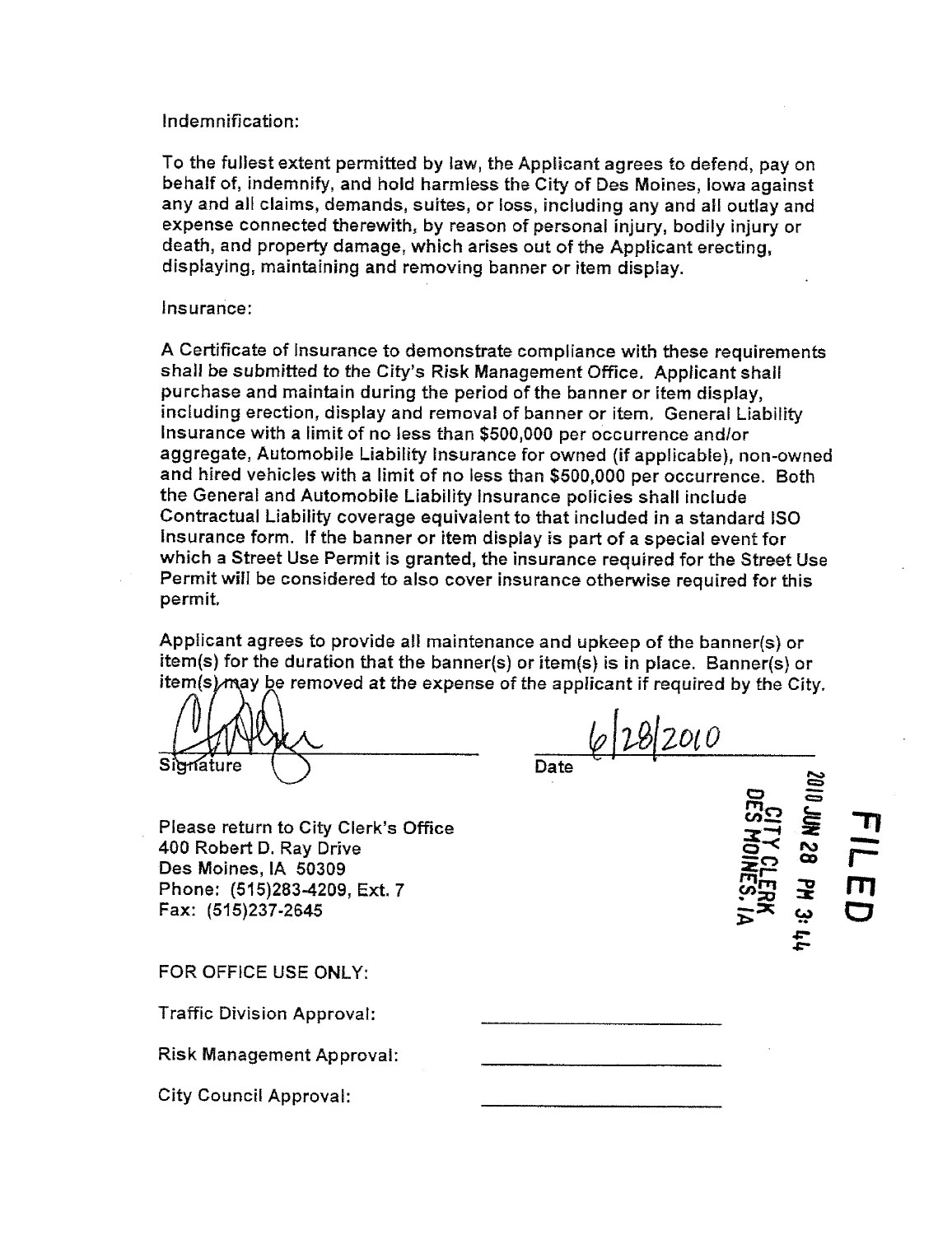Indemnification:

To the fullest extent permitted by law, the Applicant agrees to defend, pay on behalf of, indemnify, and hold harmless the City of Des Moines, Iowa against any and all claims, demands, suites, or loss, including any and all outlay and expense connected therewith, by reason of personal injury, bodily injury or death, and property damage, which arises out of the Applicant erecting, displaying, maintaining and removing banner or item display.

Insurance:

A Certificate of Insurance to demonstrate compliance with these requirements shall be submitted to the City's Risk Management Office. Applicant shall purchase and maintain during the period of the banner or item display, including erection, display and removal of banner or item. General Liability Insurance with a limit of no less than $500,000 per occurrence and/or aggregate, Automobile Liability Insurance for owned (if applicable), non-owned and hired vehicles with a limit of no less than $500,000 per occurrence. Both the General and Automobile Liability Insurance policies shall include Contractual Liability coverage equivalent to that included in a standard ISO Insurance form. If the banner or item display is part of a special event for which a Street Use Permit is granted, the insurance required for the Street Use Permit will be considered to also cover insurance otherwise required for this permit.

Applicant agrees to provide all maintenance and upkeep of the banner(s) or item(s) for the duration that the banner(s) or item(s) is in place. Banner(s) or item(s) may be removed at the expense of the applicant if required by the City.

Signature

Date 6/28/2010

FILED

2010 JUN 28 PM 3:44

CITY CLERK
DES MOINES, IA

Please return to City Clerk's Office
400 Robert D. Ray Drive
Des Moines, IA 50309
Phone: (515)283-4209, Ext. 7
Fax: (515)237-2645

FOR OFFICE USE ONLY:

Traffic Division Approval: ____________________

Risk Management Approval: ____________________

City Council Approval: ____________________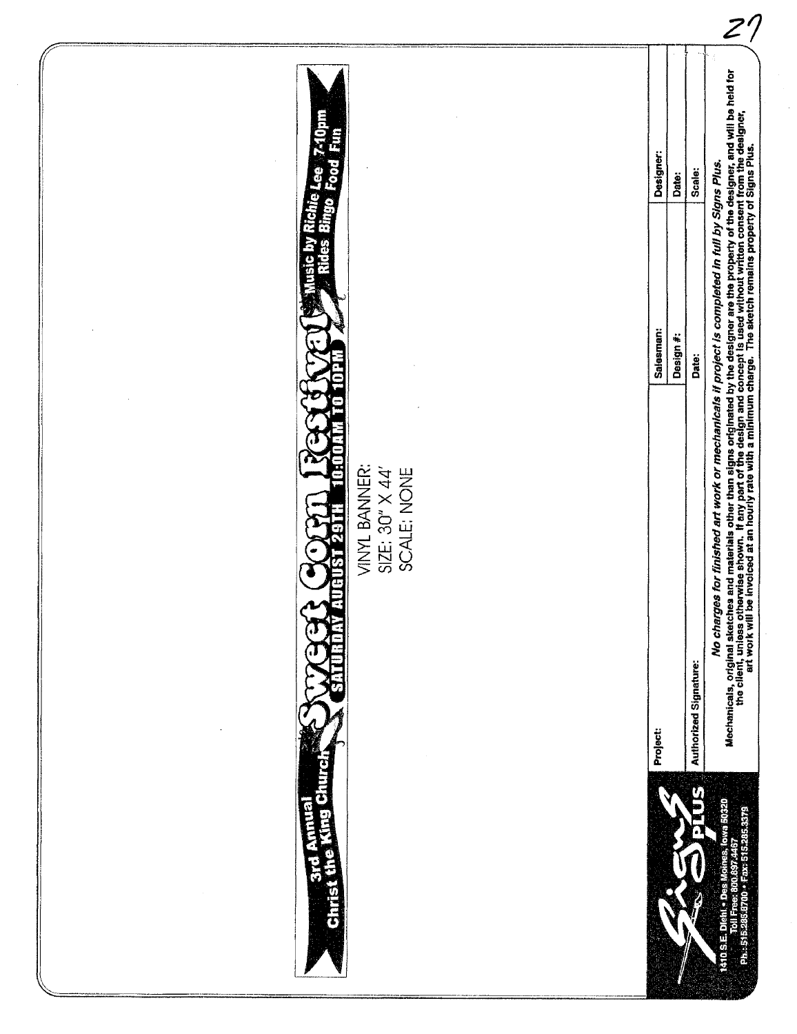3rd Annual
Christ the King Church

# Sweet Corn Festival

SATURDAY AUGUST 29TH 10:00AM TO 10PM

Music by Richie Lee 7-10pm
Rides Bingo Food Fun

VINYL BANNER:
SIZE: 30" X 44'
SCALE: NONE

| Project: | Salesman: | Designer: |
|---|---|---|
| | Design #: | Date: |
| Authorized Signature: | Date: | Scale: |

Signs PLUS
1410 S.E. Diehl • Des Moines, Iowa 50320
Toll Free: 800.697.4467
Ph.: 515.285.8700 • Fax: 515.285.3379

***No charges for finished art work or mechanicals if project is completed in full by Signs Plus.***

Mechanicals, original sketches and materials other than signs originated by the designer are the property of the designer, and will be held for the client, unless otherwise shown. If any part of the design and concept is used without written consent from the designer, art work will be invoiced at an hourly rate with a minimum charge. The sketch remains property of Signs Plus.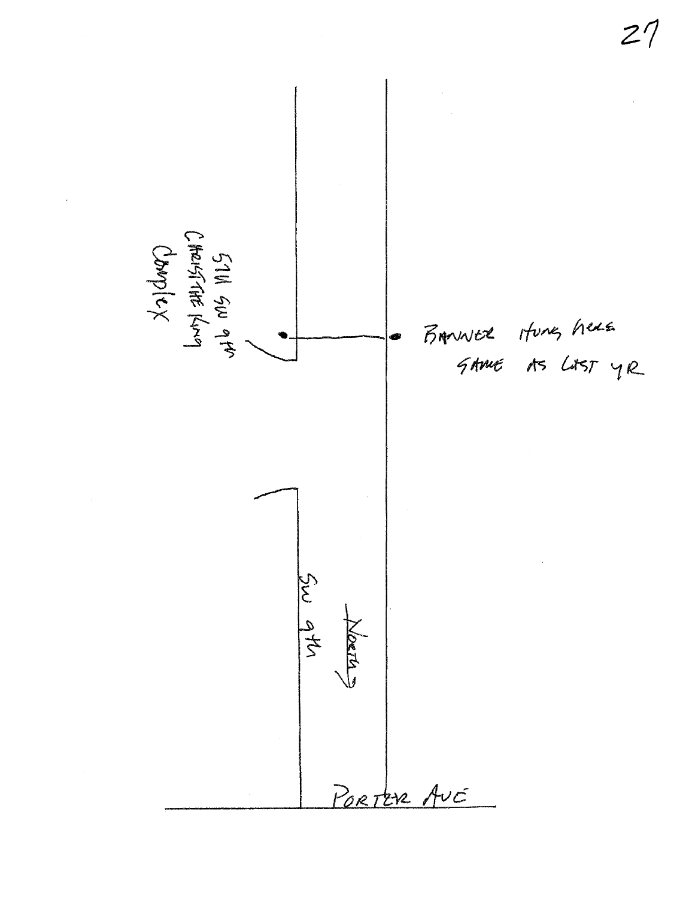5711 SW 9th
CHRIST THE KING
Complex

BANNER HUNG HERE
SAME AS LAST YR

SW 9th

North

PORTER AVE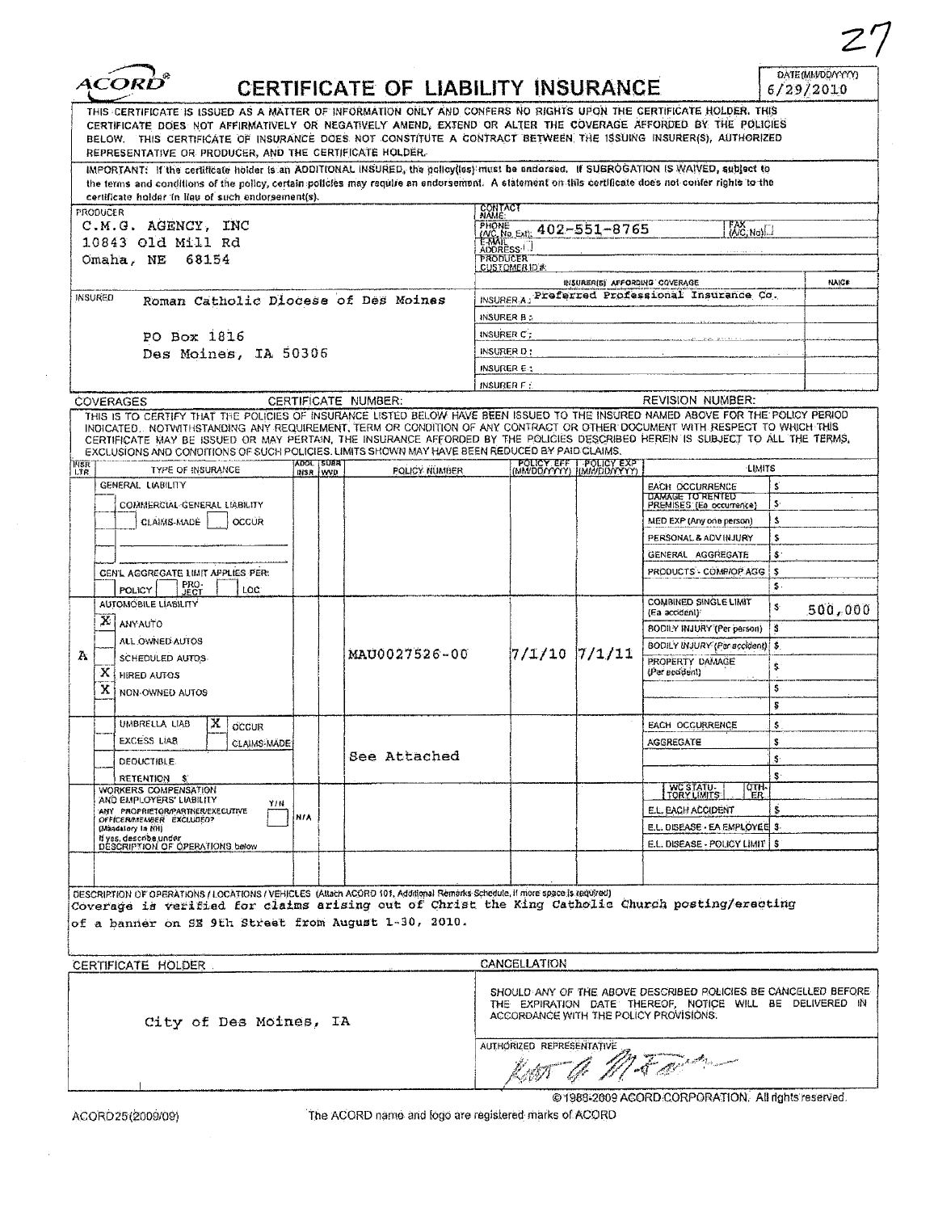# CERTIFICATE OF LIABILITY INSURANCE

ACORD®

DATE (MM/DD/YYYY): 6/29/2010

THIS CERTIFICATE IS ISSUED AS A MATTER OF INFORMATION ONLY AND CONFERS NO RIGHTS UPON THE CERTIFICATE HOLDER. THIS CERTIFICATE DOES NOT AFFIRMATIVELY OR NEGATIVELY AMEND, EXTEND OR ALTER THE COVERAGE AFFORDED BY THE POLICIES BELOW. THIS CERTIFICATE OF INSURANCE DOES NOT CONSTITUTE A CONTRACT BETWEEN THE ISSUING INSURER(S), AUTHORIZED REPRESENTATIVE OR PRODUCER, AND THE CERTIFICATE HOLDER.

IMPORTANT: If the certificate holder is an ADDITIONAL INSURED, the policy(ies) must be endorsed. If SUBROGATION IS WAIVED, subject to the terms and conditions of the policy, certain policies may require an endorsement. A statement on this certificate does not confer rights to the certificate holder in lieu of such endorsement(s).

| PRODUCER | CONTACT NAME: | |
|---|---|---|
| C.M.G. AGENCY, INC<br>10843 Old Mill Rd<br>Omaha, NE 68154 | PHONE (A/C, No, Ext): 402-551-8765 | FAX (A/C, No): |
| | E-MAIL ADDRESS: | |
| | PRODUCER CUSTOMER ID #: | |

| INSURED | INSURER(S) AFFORDING COVERAGE | NAIC # |
|---|---|---|
| Roman Catholic Diocese of Des Moines<br>PO Box 1816<br>Des Moines, IA 50306 | INSURER A: Preferred Professional Insurance Co. | |
| | INSURER B: | |
| | INSURER C: | |
| | INSURER D: | |
| | INSURER E: | |
| | INSURER F: | |

**COVERAGES** CERTIFICATE NUMBER: REVISION NUMBER:

THIS IS TO CERTIFY THAT THE POLICIES OF INSURANCE LISTED BELOW HAVE BEEN ISSUED TO THE INSURED NAMED ABOVE FOR THE POLICY PERIOD INDICATED. NOTWITHSTANDING ANY REQUIREMENT, TERM OR CONDITION OF ANY CONTRACT OR OTHER DOCUMENT WITH RESPECT TO WHICH THIS CERTIFICATE MAY BE ISSUED OR MAY PERTAIN, THE INSURANCE AFFORDED BY THE POLICIES DESCRIBED HEREIN IS SUBJECT TO ALL THE TERMS, EXCLUSIONS AND CONDITIONS OF SUCH POLICIES. LIMITS SHOWN MAY HAVE BEEN REDUCED BY PAID CLAIMS.

| INSR LTR | TYPE OF INSURANCE | ADDL INSR | SUBR WVD | POLICY NUMBER | POLICY EFF (MM/DD/YYYY) | POLICY EXP (MM/DD/YYYY) | LIMITS | |
|---|---|---|---|---|---|---|---|---|
| | GENERAL LIABILITY<br>COMMERCIAL GENERAL LIABILITY<br>CLAIMS-MADE / OCCUR<br>GEN'L AGGREGATE LIMIT APPLIES PER: POLICY / PROJECT / LOC | | | | | | EACH OCCURRENCE | $ |
| | | | | | | | DAMAGE TO RENTED PREMISES (Ea occurrence) | $ |
| | | | | | | | MED EXP (Any one person) | $ |
| | | | | | | | PERSONAL & ADV INJURY | $ |
| | | | | | | | GENERAL AGGREGATE | $ |
| | | | | | | | PRODUCTS - COMP/OP AGG | $ |
| A | AUTOMOBILE LIABILITY<br>X ANY AUTO<br>ALL OWNED AUTOS<br>SCHEDULED AUTOS<br>X HIRED AUTOS<br>X NON-OWNED AUTOS | | | MAU0027526-00 | 7/1/10 | 7/1/11 | COMBINED SINGLE LIMIT (Ea accident) | $ 500,000 |
| | | | | | | | BODILY INJURY (Per person) | $ |
| | | | | | | | BODILY INJURY (Per accident) | $ |
| | | | | | | | PROPERTY DAMAGE (Per accident) | $ |
| | UMBRELLA LIAB X OCCUR<br>EXCESS LIAB CLAIMS-MADE<br>DEDUCTIBLE<br>RETENTION $ | | | See Attached | | | EACH OCCURRENCE | $ |
| | | | | | | | AGGREGATE | $ |
| | WORKERS COMPENSATION AND EMPLOYERS' LIABILITY Y/N<br>ANY PROPRIETOR/PARTNER/EXECUTIVE OFFICER/MEMBER EXCLUDED? (Mandatory in NH)<br>If yes, describe under DESCRIPTION OF OPERATIONS below | N/A | | | | | WC STATU-TORY LIMITS / OTH-ER | |
| | | | | | | | E.L. EACH ACCIDENT | $ |
| | | | | | | | E.L. DISEASE - EA EMPLOYEE | $ |
| | | | | | | | E.L. DISEASE - POLICY LIMIT | $ |

DESCRIPTION OF OPERATIONS / LOCATIONS / VEHICLES (Attach ACORD 101, Additional Remarks Schedule, if more space is required)

Coverage is verified for claims arising out of Christ the King Catholic Church posting/erecting of a banner on SE 9th Street from August 1-30, 2010.

| CERTIFICATE HOLDER | CANCELLATION |
|---|---|
| City of Des Moines, IA | SHOULD ANY OF THE ABOVE DESCRIBED POLICIES BE CANCELLED BEFORE THE EXPIRATION DATE THEREOF, NOTICE WILL BE DELIVERED IN ACCORDANCE WITH THE POLICY PROVISIONS.<br><br>AUTHORIZED REPRESENTATIVE |

© 1988-2009 ACORD CORPORATION. All rights reserved.

ACORD 25 (2009/09) The ACORD name and logo are registered marks of ACORD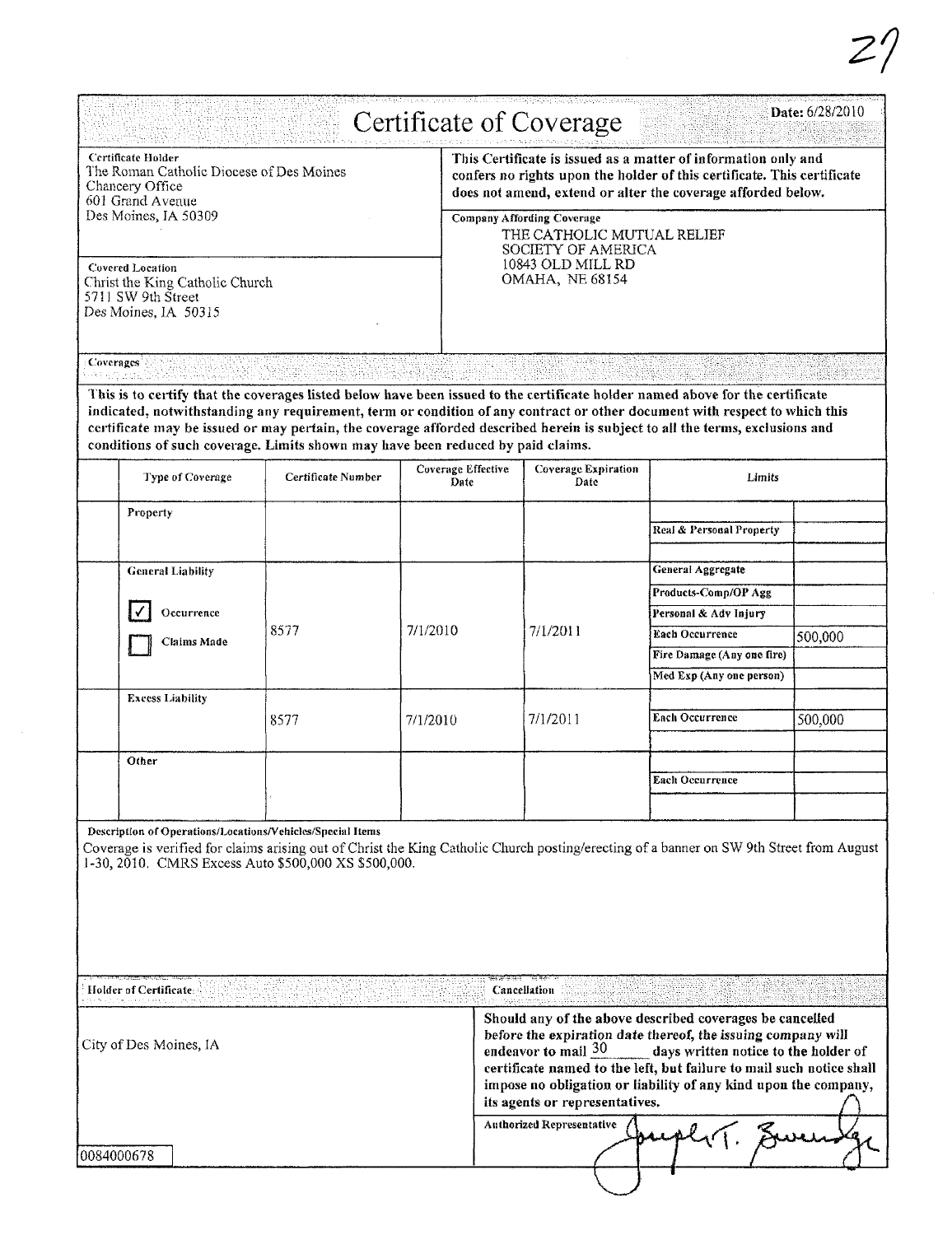27

# Certificate of Coverage

Date: 6/28/2010

**Certificate Holder**
The Roman Catholic Diocese of Des Moines
Chancery Office
601 Grand Avenue
Des Moines, IA 50309

**This Certificate is issued as a matter of information only and confers no rights upon the holder of this certificate. This certificate does not amend, extend or alter the coverage afforded below.**

**Company Affording Coverage**
THE CATHOLIC MUTUAL RELIEF SOCIETY OF AMERICA
10843 OLD MILL RD
OMAHA, NE 68154

**Covered Location**
Christ the King Catholic Church
5711 SW 9th Street
Des Moines, IA 50315

## Coverages

**This is to certify that the coverages listed below have been issued to the certificate holder named above for the certificate indicated, notwithstanding any requirement, term or condition of any contract or other document with respect to which this certificate may be issued or may pertain, the coverage afforded described herein is subject to all the terms, exclusions and conditions of such coverage. Limits shown may have been reduced by paid claims.**

| Type of Coverage | Certificate Number | Coverage Effective Date | Coverage Expiration Date | Limits | |
|---|---|---|---|---|---|
| Property | | | | Real & Personal Property | |
| General Liability | | | | General Aggregate | |
| | | | | Products-Comp/OP Agg | |
| ☑ Occurrence | | | | Personal & Adv Injury | |
| ☐ Claims Made | 8577 | 7/1/2010 | 7/1/2011 | Each Occurrence | 500,000 |
| | | | | Fire Damage (Any one fire) | |
| | | | | Med Exp (Any one person) | |
| Excess Liability | 8577 | 7/1/2010 | 7/1/2011 | Each Occurrence | 500,000 |
| Other | | | | Each Occurrence | |

**Description of Operations/Locations/Vehicles/Special Items**

Coverage is verified for claims arising out of Christ the King Catholic Church posting/erecting of a banner on SW 9th Street from August 1-30, 2010. CMRS Excess Auto $500,000 XS $500,000.

**Holder of Certificate**

City of Des Moines, IA

0084000678

**Cancellation**

**Should any of the above described coverages be cancelled before the expiration date thereof, the issuing company will endeavor to mail 30 days written notice to the holder of certificate named to the left, but failure to mail such notice shall impose no obligation or liability of any kind upon the company, its agents or representatives.**

**Authorized Representative** Joseph T. Swenge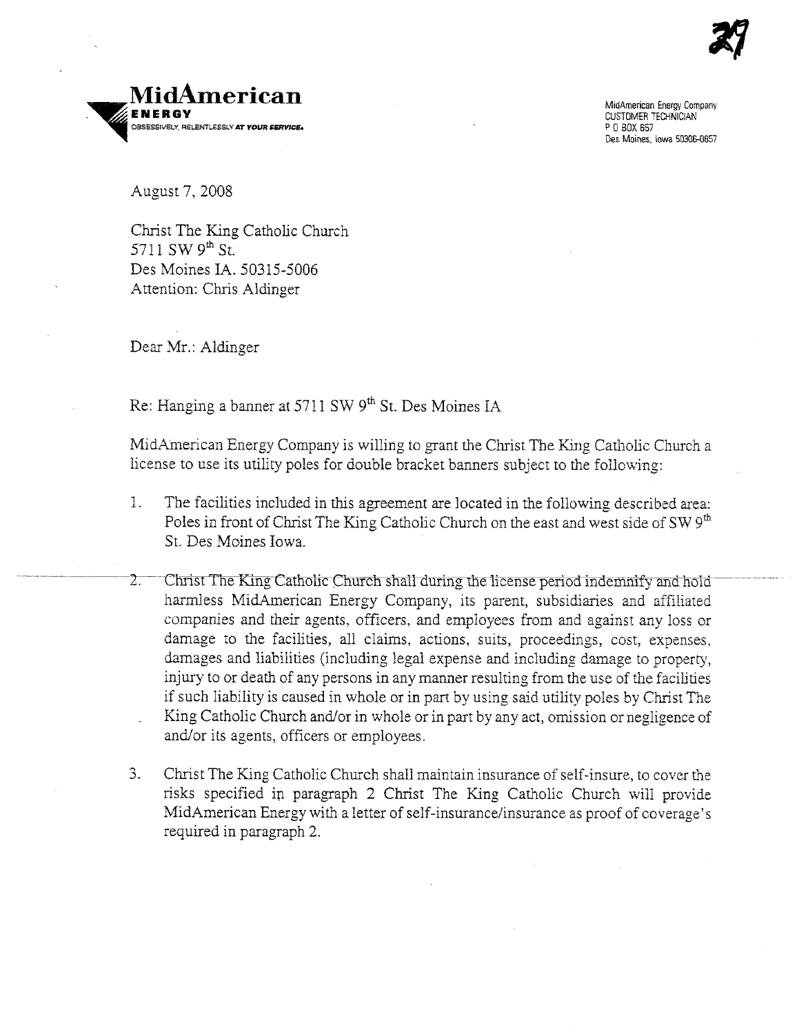**MidAmerican**
**ENERGY**
OBSESSIVELY, RELENTLESSLY *AT YOUR SERVICE.*

MidAmerican Energy Company
CUSTOMER TECHNICIAN
P O BOX 657
Des Moines, Iowa 50306-0657

August 7, 2008

Christ The King Catholic Church
5711 SW 9th St.
Des Moines IA. 50315-5006
Attention: Chris Aldinger

Dear Mr.: Aldinger

Re: Hanging a banner at 5711 SW 9th St. Des Moines IA

MidAmerican Energy Company is willing to grant the Christ The King Catholic Church a license to use its utility poles for double bracket banners subject to the following:

1. The facilities included in this agreement are located in the following described area: Poles in front of Christ The King Catholic Church on the east and west side of SW 9th St. Des Moines Iowa.

2. Christ The King Catholic Church shall during the license period indemnify and hold harmless MidAmerican Energy Company, its parent, subsidiaries and affiliated companies and their agents, officers, and employees from and against any loss or damage to the facilities, all claims, actions, suits, proceedings, cost, expenses, damages and liabilities (including legal expense and including damage to property, injury to or death of any persons in any manner resulting from the use of the facilities if such liability is caused in whole or in part by using said utility poles by Christ The King Catholic Church and/or in whole or in part by any act, omission or negligence of and/or its agents, officers or employees.

3. Christ The King Catholic Church shall maintain insurance of self-insure, to cover the risks specified in paragraph 2 Christ The King Catholic Church will provide MidAmerican Energy with a letter of self-insurance/insurance as proof of coverage's required in paragraph 2.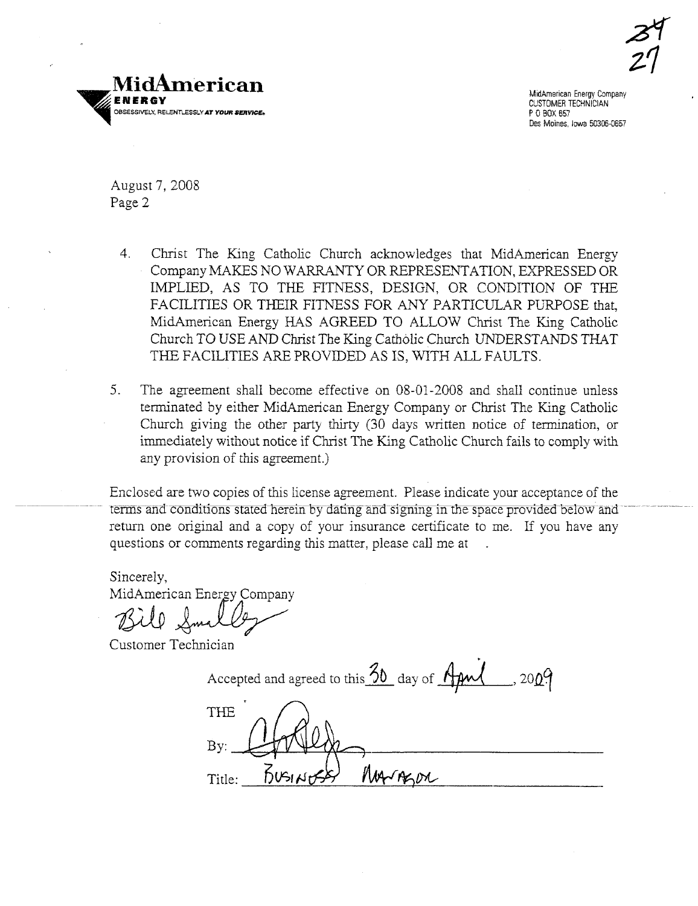**MidAmerican**
**ENERGY**
OBSESSIVELY, RELENTLESSLY *AT YOUR SERVICE*.

MidAmerican Energy Company
CUSTOMER TECHNICIAN
P O BOX 657
Des Moines, Iowa 50306-0657

August 7, 2008
Page 2

4. Christ The King Catholic Church acknowledges that MidAmerican Energy Company MAKES NO WARRANTY OR REPRESENTATION, EXPRESSED OR IMPLIED, AS TO THE FITNESS, DESIGN, OR CONDITION OF THE FACILITIES OR THEIR FITNESS FOR ANY PARTICULAR PURPOSE that, MidAmerican Energy HAS AGREED TO ALLOW Christ The King Catholic Church TO USE AND Christ The King Catholic Church UNDERSTANDS THAT THE FACILITIES ARE PROVIDED AS IS, WITH ALL FAULTS.

5. The agreement shall become effective on 08-01-2008 and shall continue unless terminated by either MidAmerican Energy Company or Christ The King Catholic Church giving the other party thirty (30 days written notice of termination, or immediately without notice if Christ The King Catholic Church fails to comply with any provision of this agreement.)

Enclosed are two copies of this license agreement. Please indicate your acceptance of the terms and conditions stated herein by dating and signing in the space provided below and return one original and a copy of your insurance certificate to me. If you have any questions or comments regarding this matter, please call me at .

Sincerely,
MidAmerican Energy Company

Bill Smalley

Customer Technician

Accepted and agreed to this 30 day of April, 2009

THE

By: [signature]

Title: Business Manager